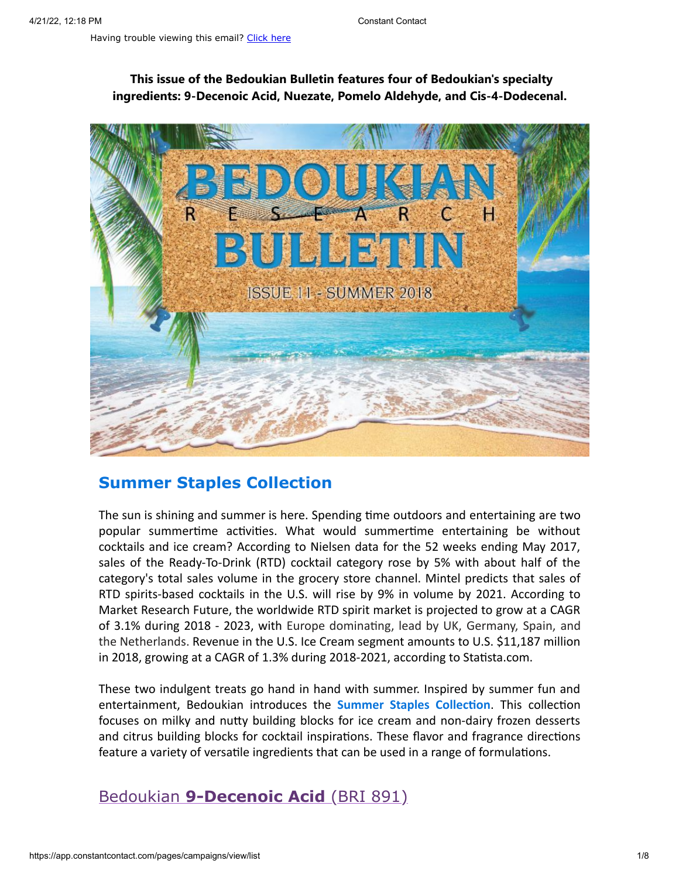Having trouble viewing this email? Click here

**This issue of the Bedoukian Bulletin features four of Bedoukian's specialty ingredients: 9-Decenoic Acid, Nuezate, Pomelo Aldehyde, and Cis-4-Dodecenal.**

## Summer Staples Collection

The sun is shining and summer is here. Spending time outdoors and entertaining are two popular summertime activities. What would summertime entertaining be without cocktails and ice cream? According to Nielsen data for the 52 weeks ending May 2017, sales of the Ready-To-Drink (RTD) cocktail category rose by 5% with about half of the category's total sales volume in the grocery store channel. Mintel predicts that sales of RTD spirits-based cocktails in the U.S. will rise by 9% in volume by 2021. According to Market Research Future, the worldwide RTD spirit market is projected to grow at a CAGR of 3.1% during 2018 - 2023, with Europe dominating, lead by UK, Germany, Spain, and the Netherlands. Revenue in the U.S. Ice Cream segment amounts to U.S. $11,187 million in 2018, growing at a CAGR of 1.3% during 2018-2021, according to Statista.com.

These two indulgent treats go hand in hand with summer. Inspired by summer fun and entertainment, Bedoukian introduces the **Summer Staples Collection**. This collection focuses on milky and nutty building blocks for ice cream and non-dairy frozen desserts and citrus building blocks for cocktail inspirations. These flavor and fragrance directions feature a variety of versatile ingredients that can be used in a range of formulations.

## Bedoukian **9-Decenoic Acid** (BRI 891)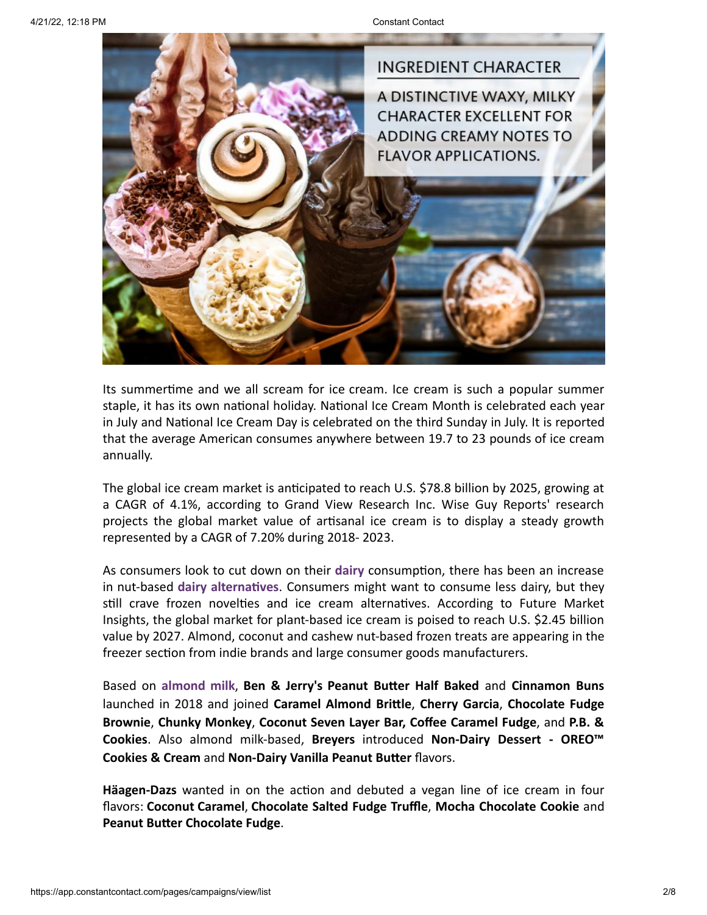## INGREDIENT CHARACTER

A DISTINCTIVE WAXY, MILKY CHARACTER EXCELLENT FOR ADDING CREAMY NOTES TO FLAVOR APPLICATIONS.

Its summertime and we all scream for ice cream. Ice cream is such a popular summer staple, it has its own national holiday. National Ice Cream Month is celebrated each year in July and National Ice Cream Day is celebrated on the third Sunday in July. It is reported that the average American consumes anywhere between 19.7 to 23 pounds of ice cream annually.

The global ice cream market is anticipated to reach U.S. $78.8 billion by 2025, growing at a CAGR of 4.1%, according to Grand View Research Inc. Wise Guy Reports' research projects the global market value of artisanal ice cream is to display a steady growth represented by a CAGR of 7.20% during 2018- 2023.

As consumers look to cut down on their **dairy** consumption, there has been an increase in nut-based **dairy alternatives**. Consumers might want to consume less dairy, but they still crave frozen novelties and ice cream alternatives. According to Future Market Insights, the global market for plant-based ice cream is poised to reach U.S. $2.45 billion value by 2027. Almond, coconut and cashew nut-based frozen treats are appearing in the freezer section from indie brands and large consumer goods manufacturers.

Based on **almond milk**, **Ben & Jerry's Peanut Butter Half Baked** and **Cinnamon Buns** launched in 2018 and joined **Caramel Almond Brittle**, **Cherry Garcia**, **Chocolate Fudge Brownie**, **Chunky Monkey**, **Coconut Seven Layer Bar, Coffee Caramel Fudge**, and **P.B. & Cookies**. Also almond milk-based, **Breyers** introduced **Non-Dairy Dessert - OREO™ Cookies & Cream** and **Non-Dairy Vanilla Peanut Butter** flavors.

**Häagen-Dazs** wanted in on the action and debuted a vegan line of ice cream in four flavors: **Coconut Caramel**, **Chocolate Salted Fudge Truffle**, **Mocha Chocolate Cookie** and **Peanut Butter Chocolate Fudge**.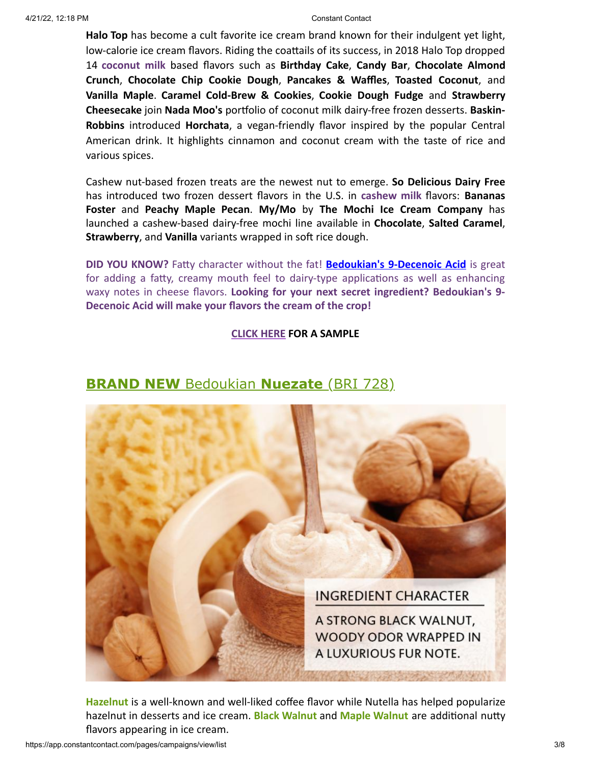**Halo Top** has become a cult favorite ice cream brand known for their indulgent yet light, low-calorie ice cream flavors. Riding the coattails of its success, in 2018 Halo Top dropped 14 **coconut milk** based flavors such as **Birthday Cake**, **Candy Bar**, **Chocolate Almond Crunch**, **Chocolate Chip Cookie Dough**, **Pancakes & Waffles**, **Toasted Coconut**, and **Vanilla Maple**. **Caramel Cold-Brew & Cookies**, **Cookie Dough Fudge** and **Strawberry Cheesecake** join **Nada Moo's** portfolio of coconut milk dairy-free frozen desserts. **Baskin-Robbins** introduced **Horchata**, a vegan-friendly flavor inspired by the popular Central American drink. It highlights cinnamon and coconut cream with the taste of rice and various spices.

Cashew nut-based frozen treats are the newest nut to emerge. **So Delicious Dairy Free** has introduced two frozen dessert flavors in the U.S. in **cashew milk** flavors: **Bananas Foster** and **Peachy Maple Pecan**. **My/Mo** by **The Mochi Ice Cream Company** has launched a cashew-based dairy-free mochi line available in **Chocolate**, **Salted Caramel**, **Strawberry**, and **Vanilla** variants wrapped in soft rice dough.

**DID YOU KNOW?** Fatty character without the fat! **Bedoukian's 9-Decenoic Acid** is great for adding a fatty, creamy mouth feel to dairy-type applications as well as enhancing waxy notes in cheese flavors. **Looking for your next secret ingredient? Bedoukian's 9-Decenoic Acid will make your flavors the cream of the crop!**

**CLICK HERE FOR A SAMPLE**

## **BRAND NEW** Bedoukian **Nuezate** (BRI 728)

INGREDIENT CHARACTER

A STRONG BLACK WALNUT, WOODY ODOR WRAPPED IN A LUXURIOUS FUR NOTE.

**Hazelnut** is a well-known and well-liked coffee flavor while Nutella has helped popularize hazelnut in desserts and ice cream. **Black Walnut** and **Maple Walnut** are additional nutty flavors appearing in ice cream.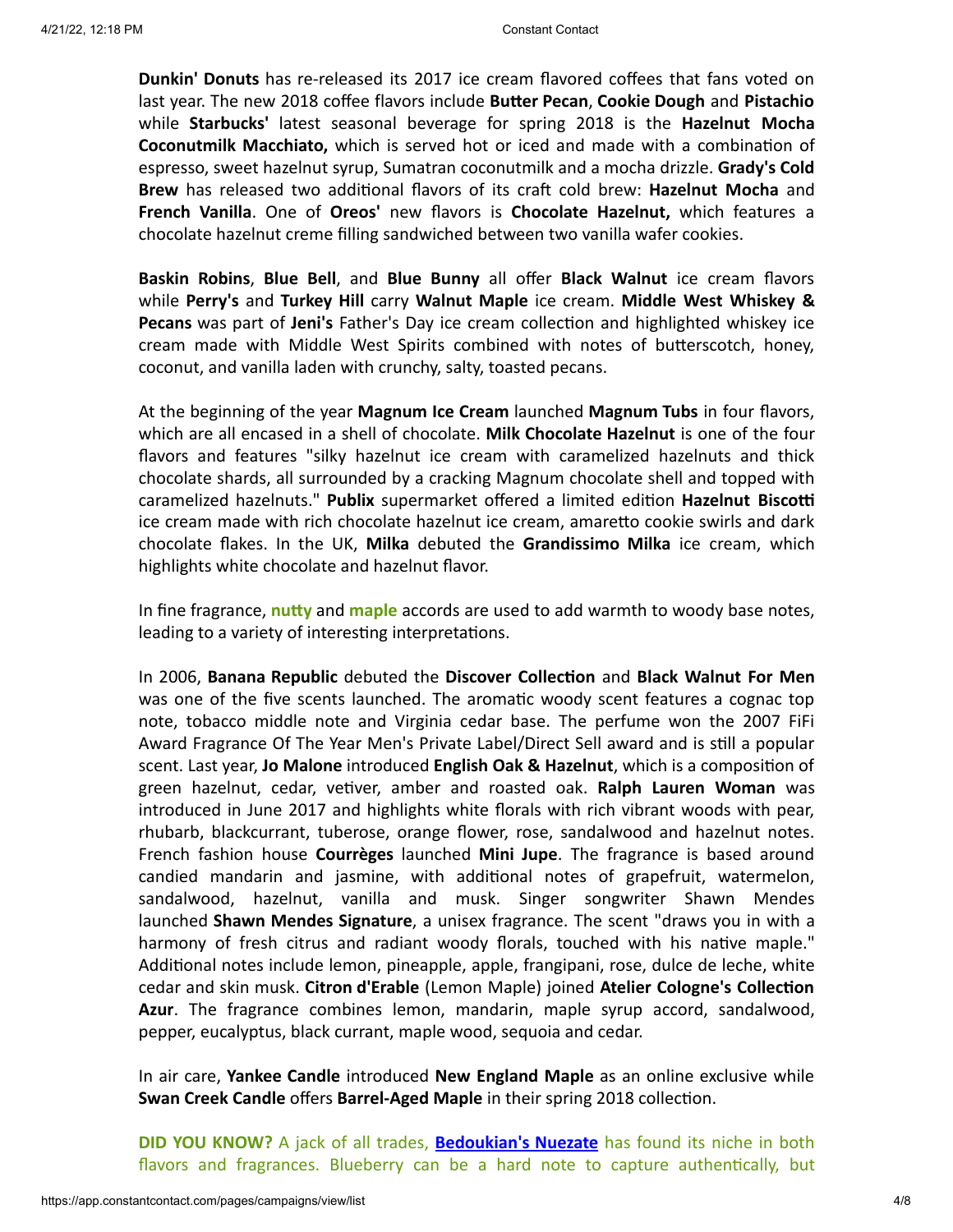**Dunkin' Donuts** has re-released its 2017 ice cream flavored coffees that fans voted on last year. The new 2018 coffee flavors include **Butter Pecan**, **Cookie Dough** and **Pistachio** while **Starbucks'** latest seasonal beverage for spring 2018 is the **Hazelnut Mocha Coconutmilk Macchiato,** which is served hot or iced and made with a combination of espresso, sweet hazelnut syrup, Sumatran coconutmilk and a mocha drizzle. **Grady's Cold Brew** has released two additional flavors of its craft cold brew: **Hazelnut Mocha** and **French Vanilla**. One of **Oreos'** new flavors is **Chocolate Hazelnut,** which features a chocolate hazelnut creme filling sandwiched between two vanilla wafer cookies.

**Baskin Robins**, **Blue Bell**, and **Blue Bunny** all offer **Black Walnut** ice cream flavors while **Perry's** and **Turkey Hill** carry **Walnut Maple** ice cream. **Middle West Whiskey & Pecans** was part of **Jeni's** Father's Day ice cream collection and highlighted whiskey ice cream made with Middle West Spirits combined with notes of butterscotch, honey, coconut, and vanilla laden with crunchy, salty, toasted pecans.

At the beginning of the year **Magnum Ice Cream** launched **Magnum Tubs** in four flavors, which are all encased in a shell of chocolate. **Milk Chocolate Hazelnut** is one of the four flavors and features "silky hazelnut ice cream with caramelized hazelnuts and thick chocolate shards, all surrounded by a cracking Magnum chocolate shell and topped with caramelized hazelnuts." **Publix** supermarket offered a limited edition **Hazelnut Biscotti** ice cream made with rich chocolate hazelnut ice cream, amaretto cookie swirls and dark chocolate flakes. In the UK, **Milka** debuted the **Grandissimo Milka** ice cream, which highlights white chocolate and hazelnut flavor.

In fine fragrance, **nutty** and **maple** accords are used to add warmth to woody base notes, leading to a variety of interesting interpretations.

In 2006, **Banana Republic** debuted the **Discover Collection** and **Black Walnut For Men** was one of the five scents launched. The aromatic woody scent features a cognac top note, tobacco middle note and Virginia cedar base. The perfume won the 2007 FiFi Award Fragrance Of The Year Men's Private Label/Direct Sell award and is still a popular scent. Last year, **Jo Malone** introduced **English Oak & Hazelnut**, which is a composition of green hazelnut, cedar, vetiver, amber and roasted oak. **Ralph Lauren Woman** was introduced in June 2017 and highlights white florals with rich vibrant woods with pear, rhubarb, blackcurrant, tuberose, orange flower, rose, sandalwood and hazelnut notes. French fashion house **Courrèges** launched **Mini Jupe**. The fragrance is based around candied mandarin and jasmine, with additional notes of grapefruit, watermelon, sandalwood, hazelnut, vanilla and musk. Singer songwriter Shawn Mendes launched **Shawn Mendes Signature**, a unisex fragrance. The scent "draws you in with a harmony of fresh citrus and radiant woody florals, touched with his native maple." Additional notes include lemon, pineapple, apple, frangipani, rose, dulce de leche, white cedar and skin musk. **Citron d'Erable** (Lemon Maple) joined **Atelier Cologne's Collection Azur**. The fragrance combines lemon, mandarin, maple syrup accord, sandalwood, pepper, eucalyptus, black currant, maple wood, sequoia and cedar.

In air care, **Yankee Candle** introduced **New England Maple** as an online exclusive while **Swan Creek Candle** offers **Barrel-Aged Maple** in their spring 2018 collection.

**DID YOU KNOW?** A jack of all trades, **Bedoukian's Nuezate** has found its niche in both flavors and fragrances. Blueberry can be a hard note to capture authentically, but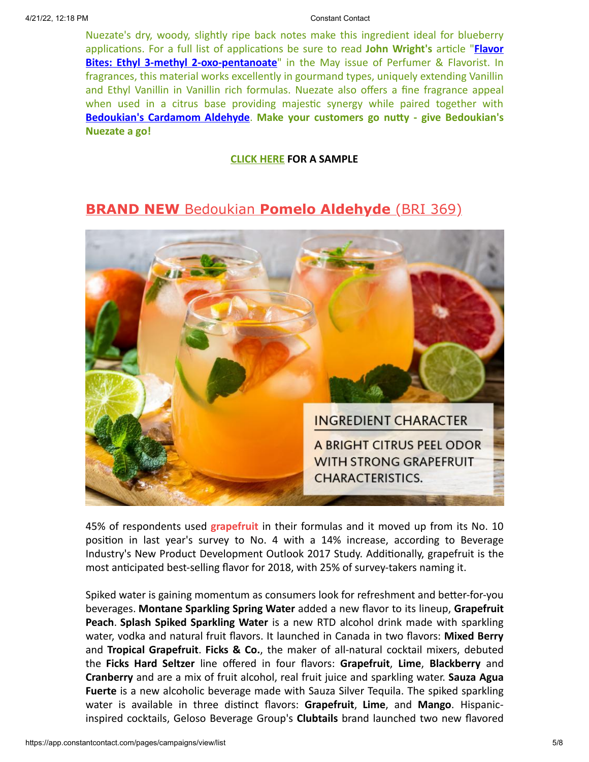Nuezate's dry, woody, slightly ripe back notes make this ingredient ideal for blueberry applications. For a full list of applications be sure to read **John Wright's** article "**Flavor Bites: Ethyl 3-methyl 2-oxo-pentanoate**" in the May issue of Perfumer & Flavorist. In fragrances, this material works excellently in gourmand types, uniquely extending Vanillin and Ethyl Vanillin in Vanillin rich formulas. Nuezate also offers a fine fragrance appeal when used in a citrus base providing majestic synergy while paired together with **Bedoukian's Cardamom Aldehyde**. **Make your customers go nutty - give Bedoukian's Nuezate a go!**

**CLICK HERE FOR A SAMPLE**

## **BRAND NEW** Bedoukian **Pomelo Aldehyde** (BRI 369)

INGREDIENT CHARACTER

A BRIGHT CITRUS PEEL ODOR WITH STRONG GRAPEFRUIT CHARACTERISTICS.

45% of respondents used **grapefruit** in their formulas and it moved up from its No. 10 position in last year's survey to No. 4 with a 14% increase, according to Beverage Industry's New Product Development Outlook 2017 Study. Additionally, grapefruit is the most anticipated best-selling flavor for 2018, with 25% of survey-takers naming it.

Spiked water is gaining momentum as consumers look for refreshment and better-for-you beverages. **Montane Sparkling Spring Water** added a new flavor to its lineup, **Grapefruit Peach**. **Splash Spiked Sparkling Water** is a new RTD alcohol drink made with sparkling water, vodka and natural fruit flavors. It launched in Canada in two flavors: **Mixed Berry** and **Tropical Grapefruit**. **Ficks & Co.**, the maker of all-natural cocktail mixers, debuted the **Ficks Hard Seltzer** line offered in four flavors: **Grapefruit**, **Lime**, **Blackberry** and **Cranberry** and are a mix of fruit alcohol, real fruit juice and sparkling water. **Sauza Agua Fuerte** is a new alcoholic beverage made with Sauza Silver Tequila. The spiked sparkling water is available in three distinct flavors: **Grapefruit**, **Lime**, and **Mango**. Hispanic-inspired cocktails, Geloso Beverage Group's **Clubtails** brand launched two new flavored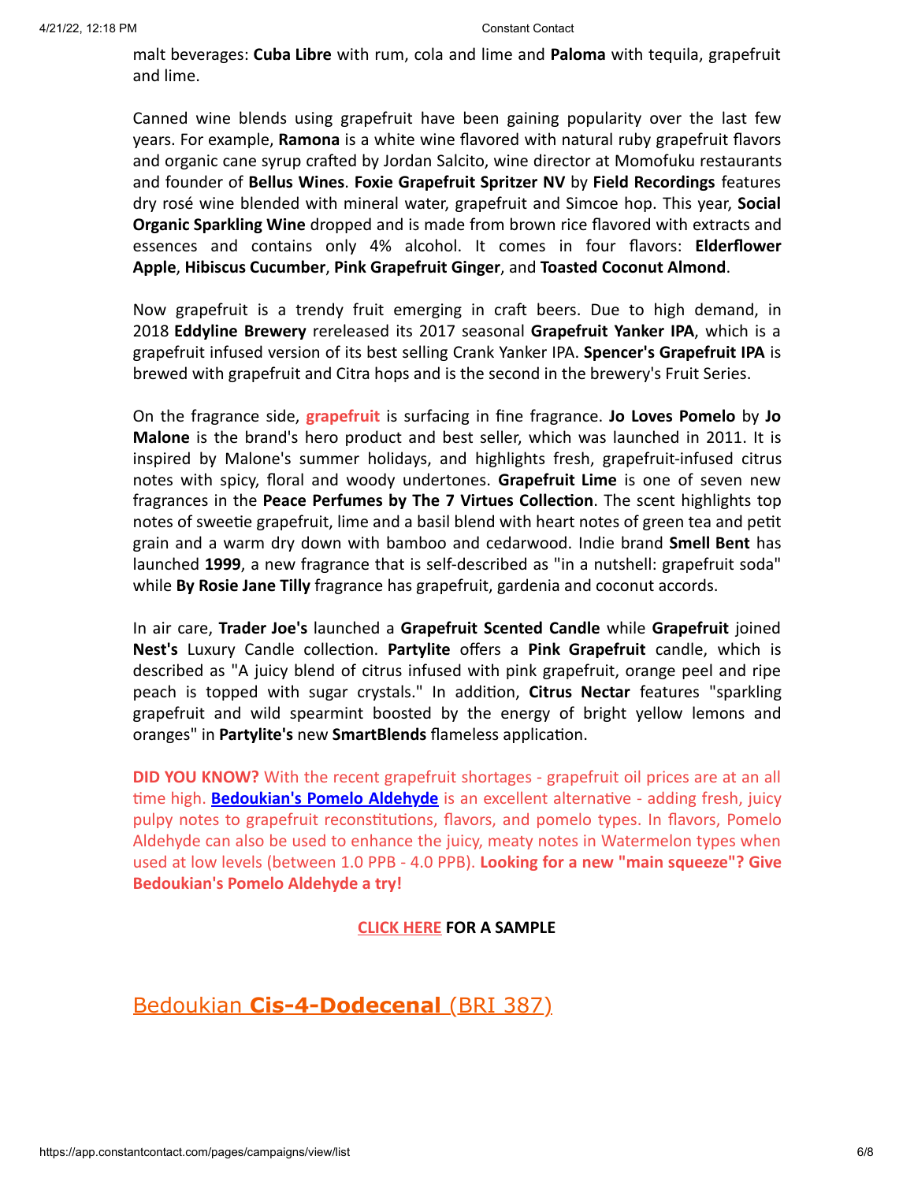malt beverages: **Cuba Libre** with rum, cola and lime and **Paloma** with tequila, grapefruit and lime.

Canned wine blends using grapefruit have been gaining popularity over the last few years. For example, **Ramona** is a white wine flavored with natural ruby grapefruit flavors and organic cane syrup crafted by Jordan Salcito, wine director at Momofuku restaurants and founder of **Bellus Wines**. **Foxie Grapefruit Spritzer NV** by **Field Recordings** features dry rosé wine blended with mineral water, grapefruit and Simcoe hop. This year, **Social Organic Sparkling Wine** dropped and is made from brown rice flavored with extracts and essences and contains only 4% alcohol. It comes in four flavors: **Elderflower Apple**, **Hibiscus Cucumber**, **Pink Grapefruit Ginger**, and **Toasted Coconut Almond**.

Now grapefruit is a trendy fruit emerging in craft beers. Due to high demand, in 2018 **Eddyline Brewery** rereleased its 2017 seasonal **Grapefruit Yanker IPA**, which is a grapefruit infused version of its best selling Crank Yanker IPA. **Spencer's Grapefruit IPA** is brewed with grapefruit and Citra hops and is the second in the brewery's Fruit Series.

On the fragrance side, **grapefruit** is surfacing in fine fragrance. **Jo Loves Pomelo** by **Jo Malone** is the brand's hero product and best seller, which was launched in 2011. It is inspired by Malone's summer holidays, and highlights fresh, grapefruit-infused citrus notes with spicy, floral and woody undertones. **Grapefruit Lime** is one of seven new fragrances in the **Peace Perfumes by The 7 Virtues Collection**. The scent highlights top notes of sweetie grapefruit, lime and a basil blend with heart notes of green tea and petit grain and a warm dry down with bamboo and cedarwood. Indie brand **Smell Bent** has launched **1999**, a new fragrance that is self-described as "in a nutshell: grapefruit soda" while **By Rosie Jane Tilly** fragrance has grapefruit, gardenia and coconut accords.

In air care, **Trader Joe's** launched a **Grapefruit Scented Candle** while **Grapefruit** joined **Nest's** Luxury Candle collection. **Partylite** offers a **Pink Grapefruit** candle, which is described as "A juicy blend of citrus infused with pink grapefruit, orange peel and ripe peach is topped with sugar crystals." In addition, **Citrus Nectar** features "sparkling grapefruit and wild spearmint boosted by the energy of bright yellow lemons and oranges" in **Partylite's** new **SmartBlends** flameless application.

**DID YOU KNOW?** With the recent grapefruit shortages - grapefruit oil prices are at an all time high. **Bedoukian's Pomelo Aldehyde** is an excellent alternative - adding fresh, juicy pulpy notes to grapefruit reconstitutions, flavors, and pomelo types. In flavors, Pomelo Aldehyde can also be used to enhance the juicy, meaty notes in Watermelon types when used at low levels (between 1.0 PPB - 4.0 PPB). **Looking for a new "main squeeze"? Give Bedoukian's Pomelo Aldehyde a try!**

**CLICK HERE FOR A SAMPLE**

## Bedoukian **Cis-4-Dodecenal** (BRI 387)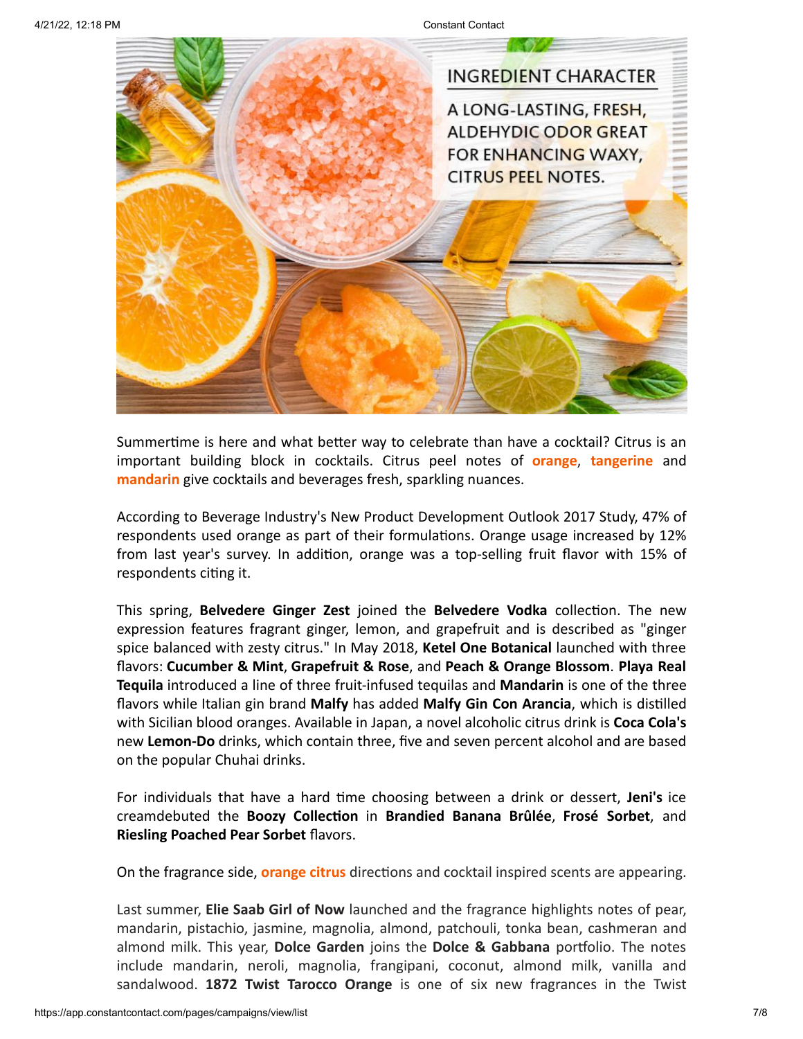INGREDIENT CHARACTER

A LONG-LASTING, FRESH, ALDEHYDIC ODOR GREAT FOR ENHANCING WAXY, CITRUS PEEL NOTES.

Summertime is here and what better way to celebrate than have a cocktail? Citrus is an important building block in cocktails. Citrus peel notes of **orange**, **tangerine** and **mandarin** give cocktails and beverages fresh, sparkling nuances.

According to Beverage Industry's New Product Development Outlook 2017 Study, 47% of respondents used orange as part of their formulations. Orange usage increased by 12% from last year's survey. In addition, orange was a top-selling fruit flavor with 15% of respondents citing it.

This spring, **Belvedere Ginger Zest** joined the **Belvedere Vodka** collection. The new expression features fragrant ginger, lemon, and grapefruit and is described as "ginger spice balanced with zesty citrus." In May 2018, **Ketel One Botanical** launched with three flavors: **Cucumber & Mint**, **Grapefruit & Rose**, and **Peach & Orange Blossom**. **Playa Real Tequila** introduced a line of three fruit-infused tequilas and **Mandarin** is one of the three flavors while Italian gin brand **Malfy** has added **Malfy Gin Con Arancia**, which is distilled with Sicilian blood oranges. Available in Japan, a novel alcoholic citrus drink is **Coca Cola's** new **Lemon-Do** drinks, which contain three, five and seven percent alcohol and are based on the popular Chuhai drinks.

For individuals that have a hard time choosing between a drink or dessert, **Jeni's** ice creamdebuted the **Boozy Collection** in **Brandied Banana Brûlée**, **Frosé Sorbet**, and **Riesling Poached Pear Sorbet** flavors.

On the fragrance side, **orange citrus** directions and cocktail inspired scents are appearing.

Last summer, **Elie Saab Girl of Now** launched and the fragrance highlights notes of pear, mandarin, pistachio, jasmine, magnolia, almond, patchouli, tonka bean, cashmeran and almond milk. This year, **Dolce Garden** joins the **Dolce & Gabbana** portfolio. The notes include mandarin, neroli, magnolia, frangipani, coconut, almond milk, vanilla and sandalwood. **1872 Twist Tarocco Orange** is one of six new fragrances in the Twist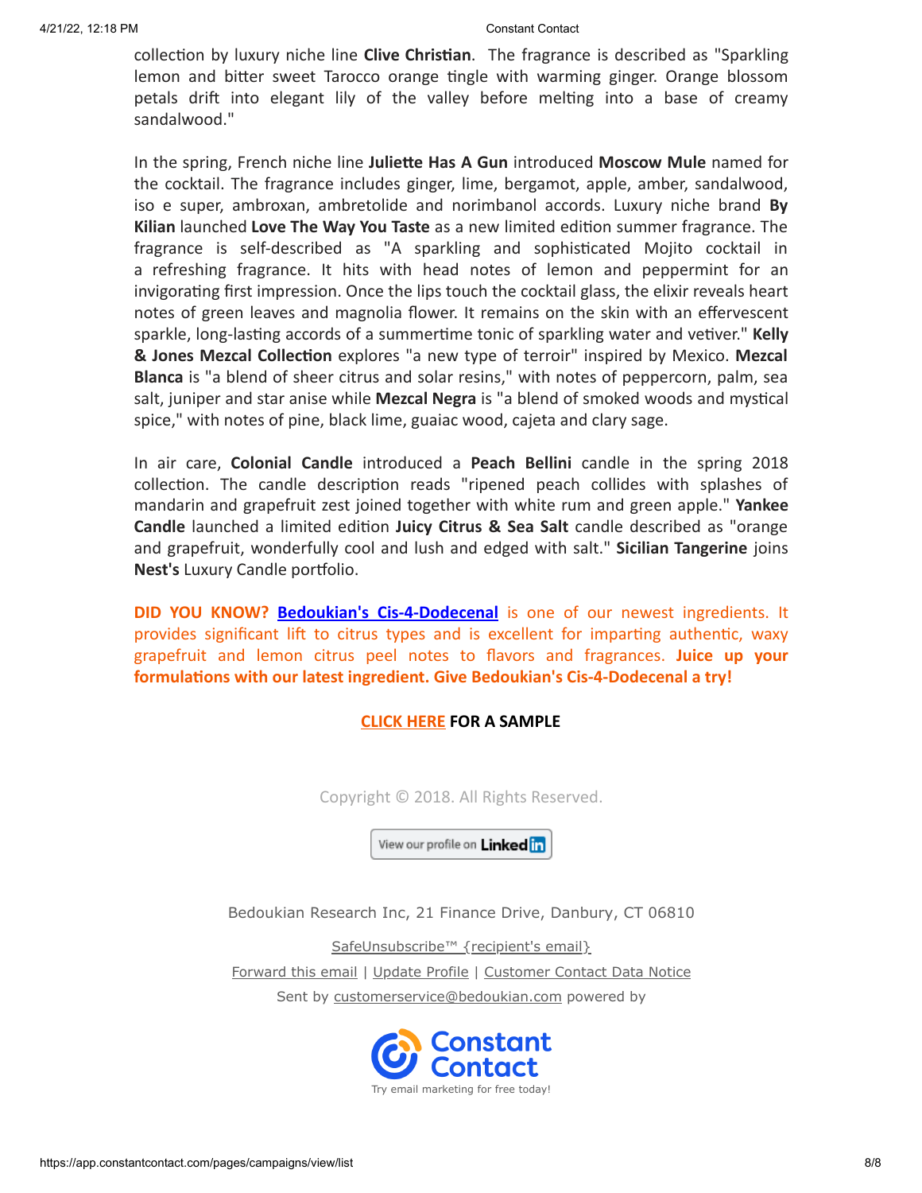collection by luxury niche line **Clive Christian**. The fragrance is described as "Sparkling lemon and bitter sweet Tarocco orange tingle with warming ginger. Orange blossom petals drift into elegant lily of the valley before melting into a base of creamy sandalwood."

In the spring, French niche line **Juliette Has A Gun** introduced **Moscow Mule** named for the cocktail. The fragrance includes ginger, lime, bergamot, apple, amber, sandalwood, iso e super, ambroxan, ambretolide and norimbanol accords. Luxury niche brand **By Kilian** launched **Love The Way You Taste** as a new limited edition summer fragrance. The fragrance is self-described as "A sparkling and sophisticated Mojito cocktail in a refreshing fragrance. It hits with head notes of lemon and peppermint for an invigorating first impression. Once the lips touch the cocktail glass, the elixir reveals heart notes of green leaves and magnolia flower. It remains on the skin with an effervescent sparkle, long-lasting accords of a summertime tonic of sparkling water and vetiver." **Kelly & Jones Mezcal Collection** explores "a new type of terroir" inspired by Mexico. **Mezcal Blanca** is "a blend of sheer citrus and solar resins," with notes of peppercorn, palm, sea salt, juniper and star anise while **Mezcal Negra** is "a blend of smoked woods and mystical spice," with notes of pine, black lime, guaiac wood, cajeta and clary sage.

In air care, **Colonial Candle** introduced a **Peach Bellini** candle in the spring 2018 collection. The candle description reads "ripened peach collides with splashes of mandarin and grapefruit zest joined together with white rum and green apple." **Yankee Candle** launched a limited edition **Juicy Citrus & Sea Salt** candle described as "orange and grapefruit, wonderfully cool and lush and edged with salt." **Sicilian Tangerine** joins **Nest's** Luxury Candle portfolio.

**DID YOU KNOW?** **Bedoukian's Cis-4-Dodecenal** is one of our newest ingredients. It provides significant lift to citrus types and is excellent for imparting authentic, waxy grapefruit and lemon citrus peel notes to flavors and fragrances. **Juice up your formulations with our latest ingredient. Give Bedoukian's Cis-4-Dodecenal a try!**

**CLICK HERE FOR A SAMPLE**

Copyright © 2018. All Rights Reserved.

View our profile on LinkedIn

Bedoukian Research Inc, 21 Finance Drive, Danbury, CT 06810

SafeUnsubscribe™ {recipient's email}

Forward this email | Update Profile | Customer Contact Data Notice

Sent by customerservice@bedoukian.com powered by

Constant Contact

Try email marketing for free today!